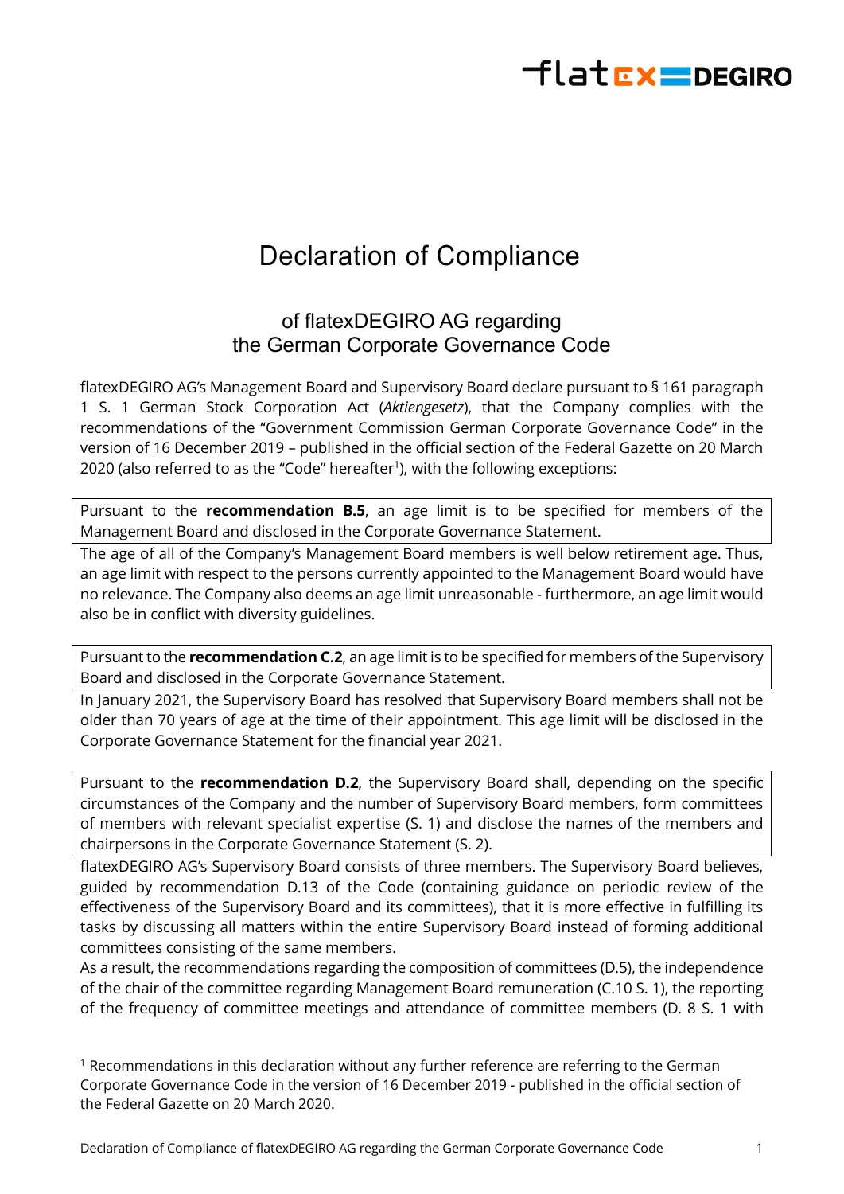# Declaration of Compliance

## of flatexDEGIRO AG regarding the German Corporate Governance Code

flatexDEGIRO AG's Management Board and Supervisory Board declare pursuant to § 161 paragraph 1 S. 1 German Stock Corporation Act (*Aktiengesetz*), that the Company complies with the recommendations of the "Government Commission German Corporate Governance Code" in the version of 16 December 2019 – published in the official section of the Federal Gazette on 20 March 2020 (also referred to as the "Code" hereafter[1]), with the following exceptions:

Pursuant to the **recommendation B.5**, an age limit is to be specified for members of the Management Board and disclosed in the Corporate Governance Statement.

The age of all of the Company's Management Board members is well below retirement age. Thus, an age limit with respect to the persons currently appointed to the Management Board would have no relevance. The Company also deems an age limit unreasonable - furthermore, an age limit would also be in conflict with diversity guidelines.

Pursuant to the **recommendation C.2**, an age limit is to be specified for members of the Supervisory Board and disclosed in the Corporate Governance Statement.

In January 2021, the Supervisory Board has resolved that Supervisory Board members shall not be older than 70 years of age at the time of their appointment. This age limit will be disclosed in the Corporate Governance Statement for the financial year 2021.

Pursuant to the **recommendation D.2**, the Supervisory Board shall, depending on the specific circumstances of the Company and the number of Supervisory Board members, form committees of members with relevant specialist expertise (S. 1) and disclose the names of the members and chairpersons in the Corporate Governance Statement (S. 2).

flatexDEGIRO AG's Supervisory Board consists of three members. The Supervisory Board believes, guided by recommendation D.13 of the Code (containing guidance on periodic review of the effectiveness of the Supervisory Board and its committees), that it is more effective in fulfilling its tasks by discussing all matters within the entire Supervisory Board instead of forming additional committees consisting of the same members.

As a result, the recommendations regarding the composition of committees (D.5), the independence of the chair of the committee regarding Management Board remuneration (C.10 S. 1), the reporting of the frequency of committee meetings and attendance of committee members (D. 8 S. 1 with

[1] Recommendations in this declaration without any further reference are referring to the German Corporate Governance Code in the version of 16 December 2019 - published in the official section of the Federal Gazette on 20 March 2020.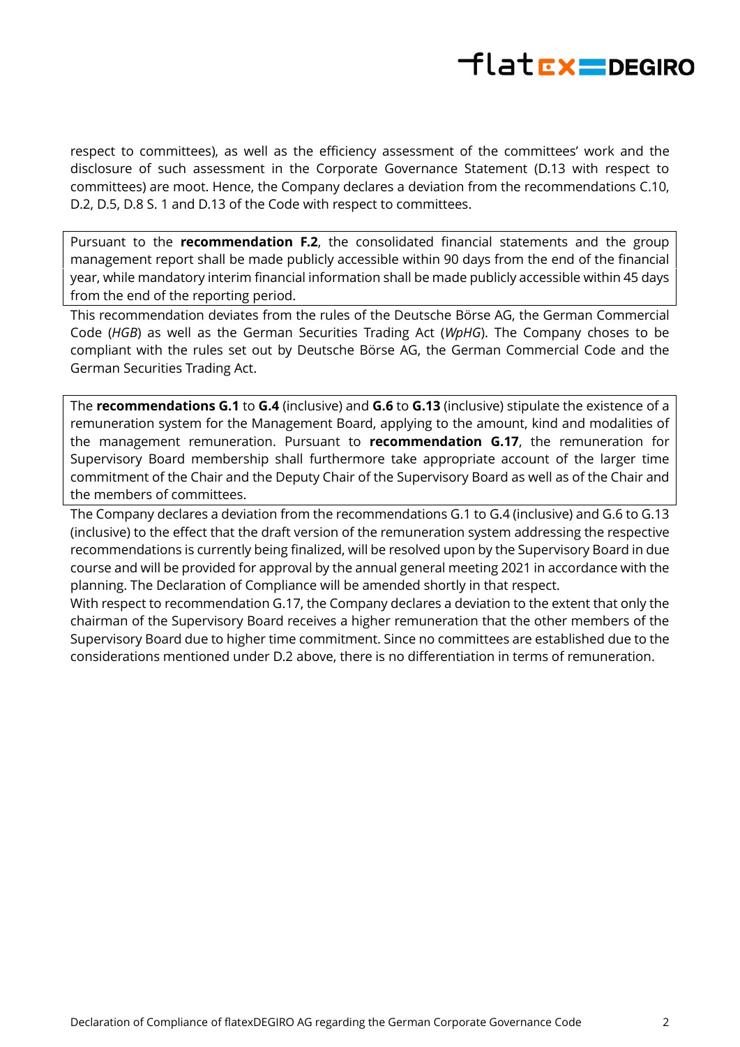respect to committees), as well as the efficiency assessment of the committees' work and the disclosure of such assessment in the Corporate Governance Statement (D.13 with respect to committees) are moot. Hence, the Company declares a deviation from the recommendations C.10, D.2, D.5, D.8 S. 1 and D.13 of the Code with respect to committees.

Pursuant to the **recommendation F.2**, the consolidated financial statements and the group management report shall be made publicly accessible within 90 days from the end of the financial year, while mandatory interim financial information shall be made publicly accessible within 45 days from the end of the reporting period.

This recommendation deviates from the rules of the Deutsche Börse AG, the German Commercial Code (*HGB*) as well as the German Securities Trading Act (*WpHG*). The Company choses to be compliant with the rules set out by Deutsche Börse AG, the German Commercial Code and the German Securities Trading Act.

The **recommendations G.1** to **G.4** (inclusive) and **G.6** to **G.13** (inclusive) stipulate the existence of a remuneration system for the Management Board, applying to the amount, kind and modalities of the management remuneration. Pursuant to **recommendation G.17**, the remuneration for Supervisory Board membership shall furthermore take appropriate account of the larger time commitment of the Chair and the Deputy Chair of the Supervisory Board as well as of the Chair and the members of committees.

The Company declares a deviation from the recommendations G.1 to G.4 (inclusive) and G.6 to G.13 (inclusive) to the effect that the draft version of the remuneration system addressing the respective recommendations is currently being finalized, will be resolved upon by the Supervisory Board in due course and will be provided for approval by the annual general meeting 2021 in accordance with the planning. The Declaration of Compliance will be amended shortly in that respect.

With respect to recommendation G.17, the Company declares a deviation to the extent that only the chairman of the Supervisory Board receives a higher remuneration that the other members of the Supervisory Board due to higher time commitment. Since no committees are established due to the considerations mentioned under D.2 above, there is no differentiation in terms of remuneration.